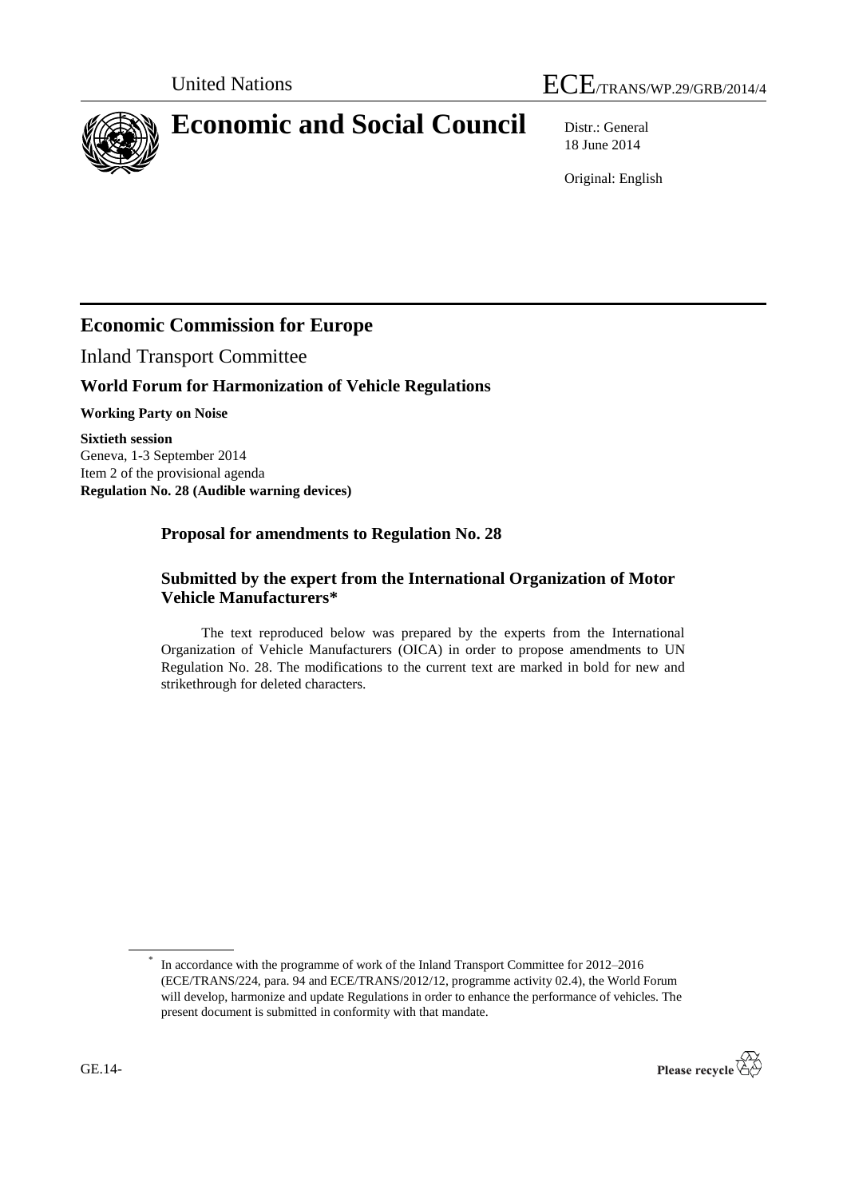United Nations

# ECE/TRANS/WP.29/GRB/2014/4

# Economic and Social Council

Distr.: General
18 June 2014

Original: English

## Economic Commission for Europe

Inland Transport Committee

### World Forum for Harmonization of Vehicle Regulations

**Working Party on Noise**

**Sixtieth session**
Geneva, 1-3 September 2014
Item 2 of the provisional agenda
**Regulation No. 28 (Audible warning devices)**

### Proposal for amendments to Regulation No. 28

### Submitted by the expert from the International Organization of Motor Vehicle Manufacturers*

The text reproduced below was prepared by the experts from the International Organization of Vehicle Manufacturers (OICA) in order to propose amendments to UN Regulation No. 28. The modifications to the current text are marked in bold for new and strikethrough for deleted characters.

---

* In accordance with the programme of work of the Inland Transport Committee for 2012–2016 (ECE/TRANS/224, para. 94 and ECE/TRANS/2012/12, programme activity 02.4), the World Forum will develop, harmonize and update Regulations in order to enhance the performance of vehicles. The present document is submitted in conformity with that mandate.

GE.14-

Please recycle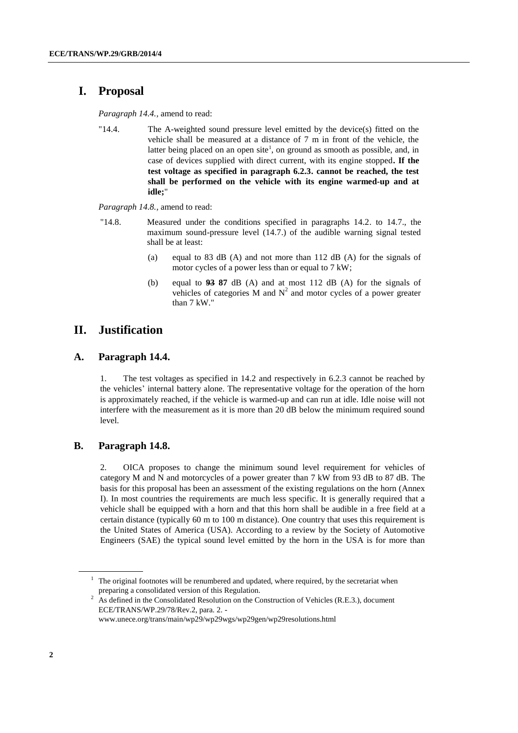# I. Proposal

*Paragraph 14.4.*, amend to read:

"14.4. The A-weighted sound pressure level emitted by the device(s) fitted on the vehicle shall be measured at a distance of 7 m in front of the vehicle, the latter being placed on an open site[1], on ground as smooth as possible, and, in case of devices supplied with direct current, with its engine stopped**. If the test voltage as specified in paragraph 6.2.3. cannot be reached, the test shall be performed on the vehicle with its engine warmed-up and at idle;**"

*Paragraph 14.8.*, amend to read:

"14.8. Measured under the conditions specified in paragraphs 14.2. to 14.7., the maximum sound-pressure level (14.7.) of the audible warning signal tested shall be at least:

(a) equal to 83 dB (A) and not more than 112 dB (A) for the signals of motor cycles of a power less than or equal to 7 kW;

(b) equal to ~~93~~ **87** dB (A) and at most 112 dB (A) for the signals of vehicles of categories M and N[2] and motor cycles of a power greater than 7 kW."

# II. Justification

## A. Paragraph 14.4.

1. The test voltages as specified in 14.2 and respectively in 6.2.3 cannot be reached by the vehicles' internal battery alone. The representative voltage for the operation of the horn is approximately reached, if the vehicle is warmed-up and can run at idle. Idle noise will not interfere with the measurement as it is more than 20 dB below the minimum required sound level.

## B. Paragraph 14.8.

2. OICA proposes to change the minimum sound level requirement for vehicles of category M and N and motorcycles of a power greater than 7 kW from 93 dB to 87 dB. The basis for this proposal has been an assessment of the existing regulations on the horn (Annex I). In most countries the requirements are much less specific. It is generally required that a vehicle shall be equipped with a horn and that this horn shall be audible in a free field at a certain distance (typically 60 m to 100 m distance). One country that uses this requirement is the United States of America (USA). According to a review by the Society of Automotive Engineers (SAE) the typical sound level emitted by the horn in the USA is for more than

---

[1] The original footnotes will be renumbered and updated, where required, by the secretariat when preparing a consolidated version of this Regulation.

[2] As defined in the Consolidated Resolution on the Construction of Vehicles (R.E.3.), document ECE/TRANS/WP.29/78/Rev.2, para. 2. - www.unece.org/trans/main/wp29/wp29wgs/wp29gen/wp29resolutions.html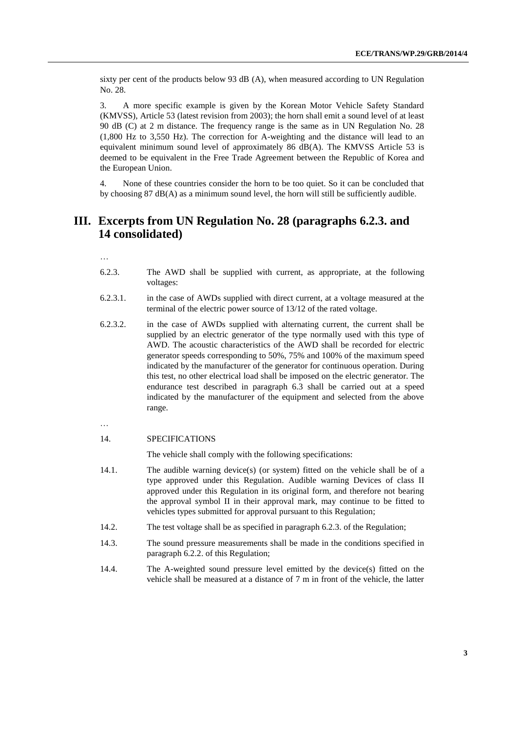sixty per cent of the products below 93 dB (A), when measured according to UN Regulation No. 28.

3. A more specific example is given by the Korean Motor Vehicle Safety Standard (KMVSS), Article 53 (latest revision from 2003); the horn shall emit a sound level of at least 90 dB (C) at 2 m distance. The frequency range is the same as in UN Regulation No. 28 (1,800 Hz to 3,550 Hz). The correction for A-weighting and the distance will lead to an equivalent minimum sound level of approximately 86 dB(A). The KMVSS Article 53 is deemed to be equivalent in the Free Trade Agreement between the Republic of Korea and the European Union.

4. None of these countries consider the horn to be too quiet. So it can be concluded that by choosing 87 dB(A) as a minimum sound level, the horn will still be sufficiently audible.

## III. Excerpts from UN Regulation No. 28 (paragraphs 6.2.3. and 14 consolidated)

…

6.2.3. The AWD shall be supplied with current, as appropriate, at the following voltages:

6.2.3.1. in the case of AWDs supplied with direct current, at a voltage measured at the terminal of the electric power source of 13/12 of the rated voltage.

6.2.3.2. in the case of AWDs supplied with alternating current, the current shall be supplied by an electric generator of the type normally used with this type of AWD. The acoustic characteristics of the AWD shall be recorded for electric generator speeds corresponding to 50%, 75% and 100% of the maximum speed indicated by the manufacturer of the generator for continuous operation. During this test, no other electrical load shall be imposed on the electric generator. The endurance test described in paragraph 6.3 shall be carried out at a speed indicated by the manufacturer of the equipment and selected from the above range.

…

14. SPECIFICATIONS

The vehicle shall comply with the following specifications:

14.1. The audible warning device(s) (or system) fitted on the vehicle shall be of a type approved under this Regulation. Audible warning Devices of class II approved under this Regulation in its original form, and therefore not bearing the approval symbol II in their approval mark, may continue to be fitted to vehicles types submitted for approval pursuant to this Regulation;

14.2. The test voltage shall be as specified in paragraph 6.2.3. of the Regulation;

14.3. The sound pressure measurements shall be made in the conditions specified in paragraph 6.2.2. of this Regulation;

14.4. The A-weighted sound pressure level emitted by the device(s) fitted on the vehicle shall be measured at a distance of 7 m in front of the vehicle, the latter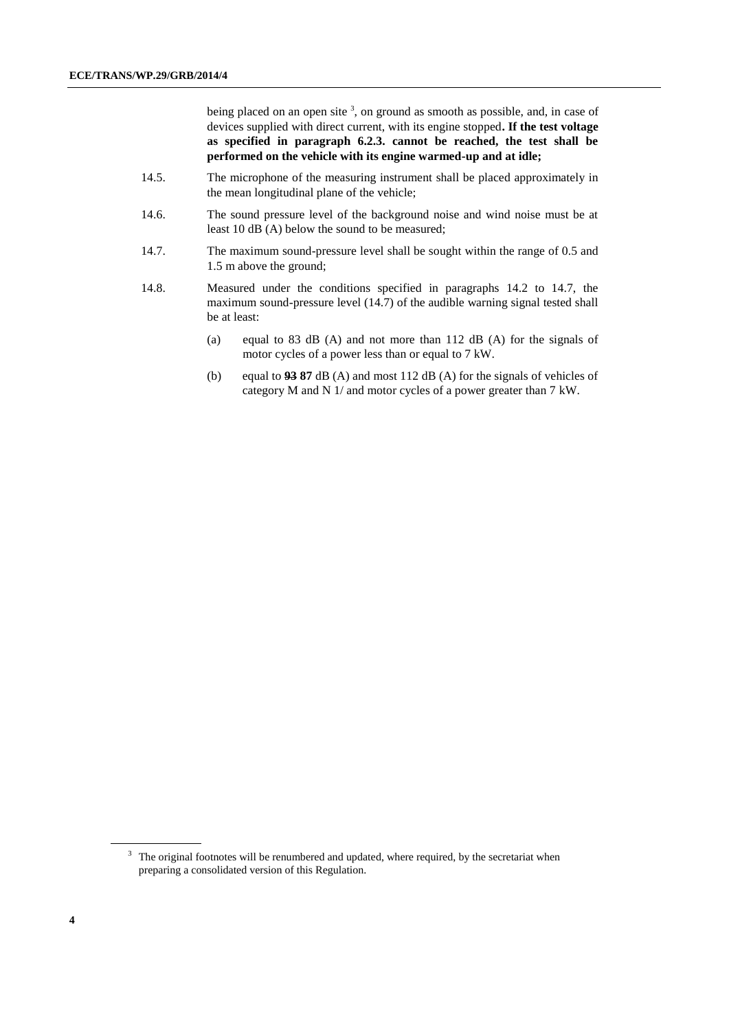being placed on an open site [3], on ground as smooth as possible, and, in case of devices supplied with direct current, with its engine stopped**. If the test voltage as specified in paragraph 6.2.3. cannot be reached, the test shall be performed on the vehicle with its engine warmed-up and at idle;**

14.5. The microphone of the measuring instrument shall be placed approximately in the mean longitudinal plane of the vehicle;

14.6. The sound pressure level of the background noise and wind noise must be at least 10 dB (A) below the sound to be measured;

14.7. The maximum sound-pressure level shall be sought within the range of 0.5 and 1.5 m above the ground;

14.8. Measured under the conditions specified in paragraphs 14.2 to 14.7, the maximum sound-pressure level (14.7) of the audible warning signal tested shall be at least:

(a) equal to 83 dB (A) and not more than 112 dB (A) for the signals of motor cycles of a power less than or equal to 7 kW.

(b) equal to ~~**93**~~ **87** dB (A) and most 112 dB (A) for the signals of vehicles of category M and N 1/ and motor cycles of a power greater than 7 kW.

[3] The original footnotes will be renumbered and updated, where required, by the secretariat when preparing a consolidated version of this Regulation.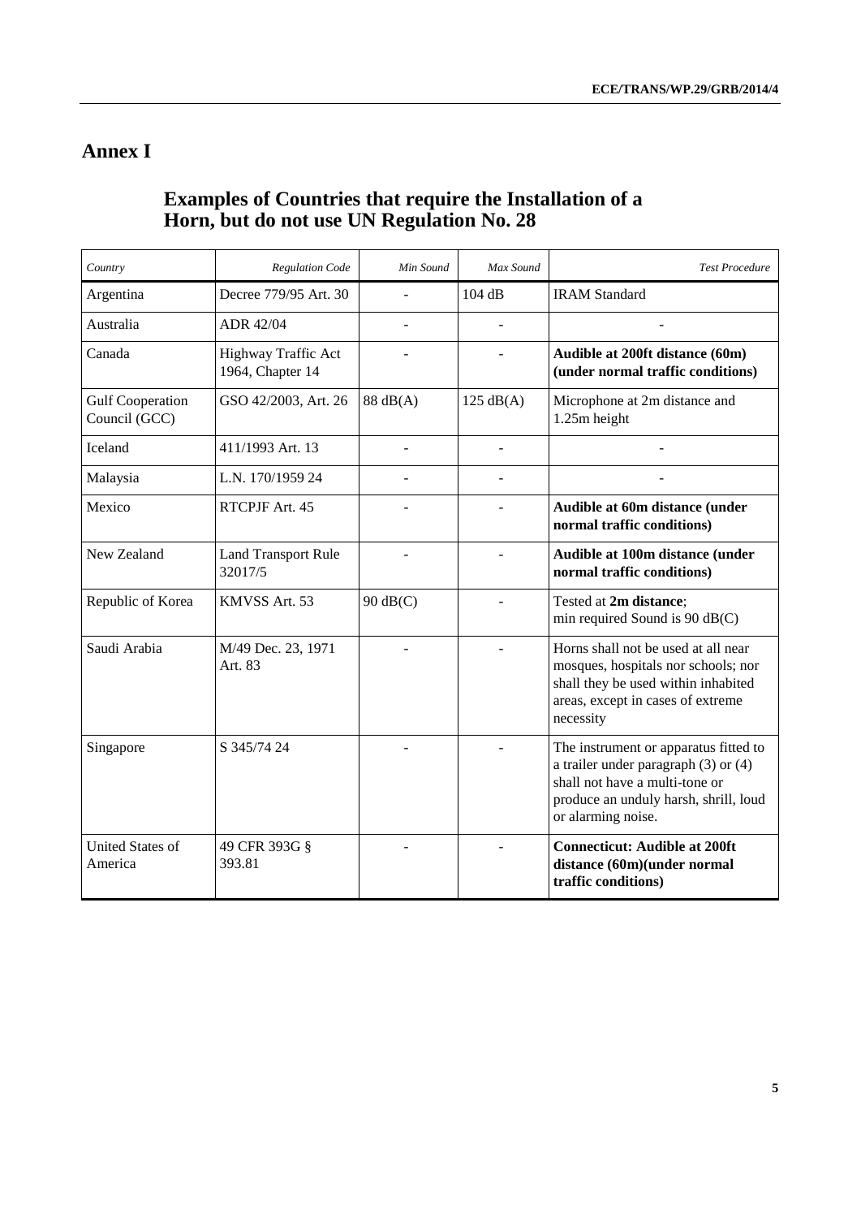# Annex I

## Examples of Countries that require the Installation of a Horn, but do not use UN Regulation No. 28

| *Country* | *Regulation Code* | *Min Sound* | *Max Sound* | *Test Procedure* |
|---|---|---|---|---|
| Argentina | Decree 779/95 Art. 30 | - | 104 dB | IRAM Standard |
| Australia | ADR 42/04 | - | - | - |
| Canada | Highway Traffic Act 1964, Chapter 14 | - | - | **Audible at 200ft distance (60m) (under normal traffic conditions)** |
| Gulf Cooperation Council (GCC) | GSO 42/2003, Art. 26 | 88 dB(A) | 125 dB(A) | Microphone at 2m distance and 1.25m height |
| Iceland | 411/1993 Art. 13 | - | - | - |
| Malaysia | L.N. 170/1959 24 | - | - | - |
| Mexico | RTCPJF Art. 45 | - | - | **Audible at 60m distance (under normal traffic conditions)** |
| New Zealand | Land Transport Rule 32017/5 | - | - | **Audible at 100m distance (under normal traffic conditions)** |
| Republic of Korea | KMVSS Art. 53 | 90 dB(C) | - | Tested at **2m distance**; min required Sound is 90 dB(C) |
| Saudi Arabia | M/49 Dec. 23, 1971 Art. 83 | - | - | Horns shall not be used at all near mosques, hospitals nor schools; nor shall they be used within inhabited areas, except in cases of extreme necessity |
| Singapore | S 345/74 24 | - | - | The instrument or apparatus fitted to a trailer under paragraph (3) or (4) shall not have a multi-tone or produce an unduly harsh, shrill, loud or alarming noise. |
| United States of America | 49 CFR 393G § 393.81 | - | - | **Connecticut: Audible at 200ft distance (60m)(under normal traffic conditions)** |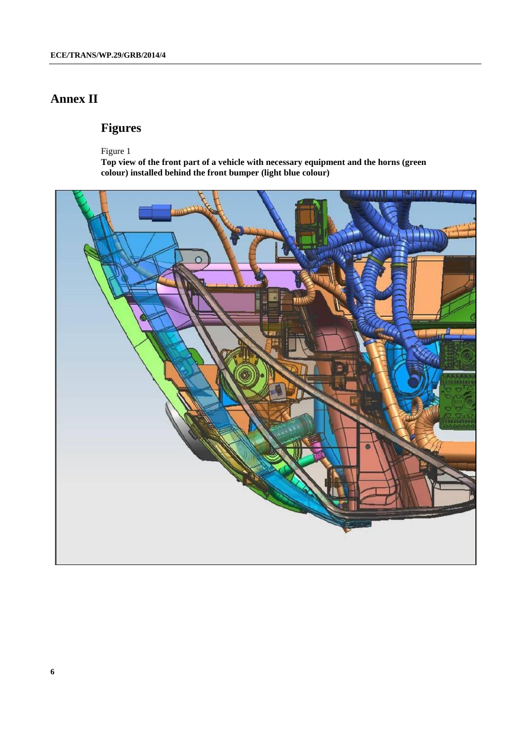# Annex II

## Figures

Figure 1

**Top view of the front part of a vehicle with necessary equipment and the horns (green colour) installed behind the front bumper (light blue colour)**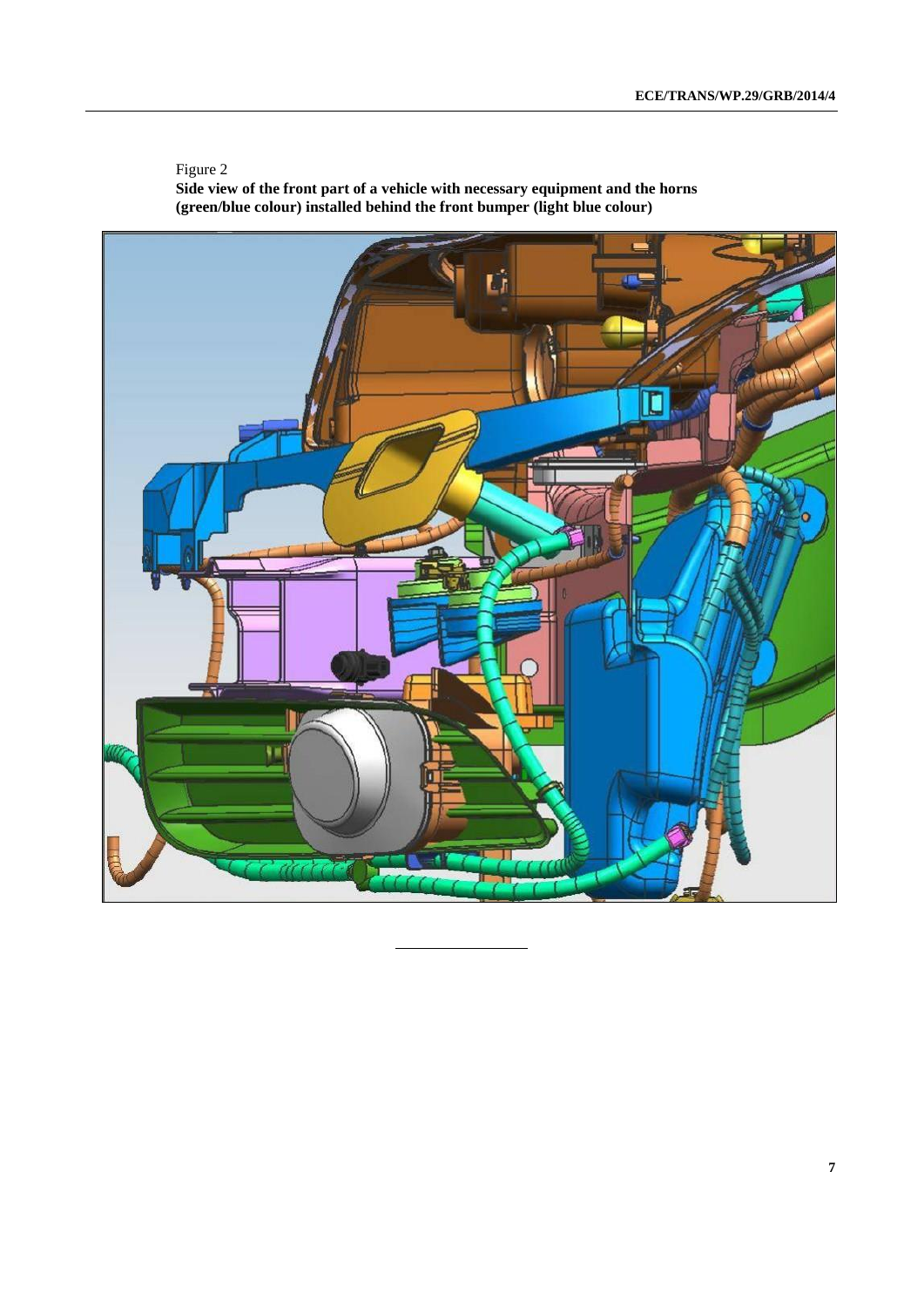Figure 2

**Side view of the front part of a vehicle with necessary equipment and the horns (green/blue colour) installed behind the front bumper (light blue colour)**